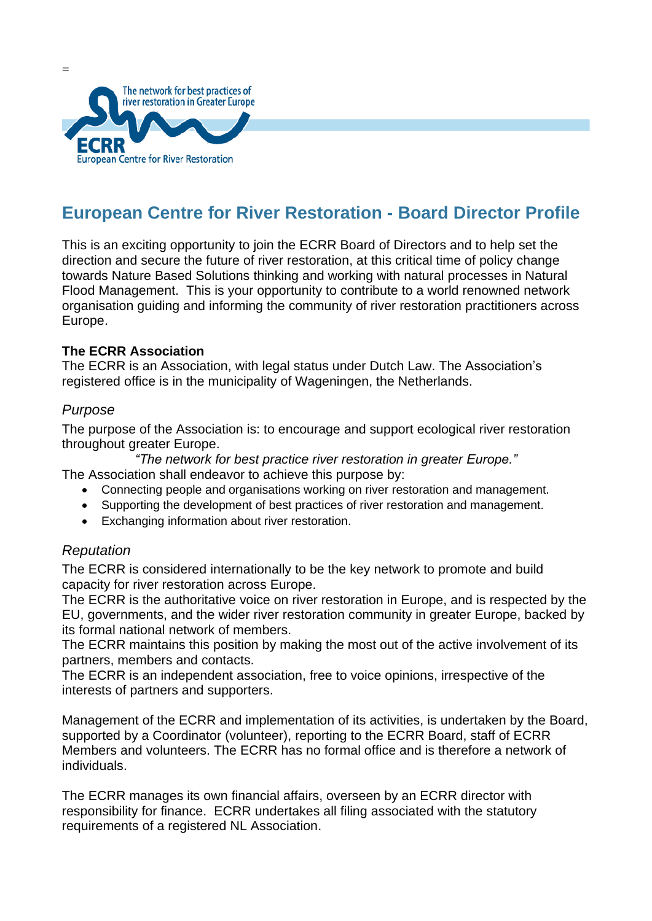=

The network for best practices of river restoration in Greater Europe

ECRR

European Centre for River Restoration

# European Centre for River Restoration - Board Director Profile

This is an exciting opportunity to join the ECRR Board of Directors and to help set the direction and secure the future of river restoration, at this critical time of policy change towards Nature Based Solutions thinking and working with natural processes in Natural Flood Management. This is your opportunity to contribute to a world renowned network organisation guiding and informing the community of river restoration practitioners across Europe.

**The ECRR Association**

The ECRR is an Association, with legal status under Dutch Law. The Association's registered office is in the municipality of Wageningen, the Netherlands.

### *Purpose*

The purpose of the Association is: to encourage and support ecological river restoration throughout greater Europe.

*"The network for best practice river restoration in greater Europe."*

The Association shall endeavor to achieve this purpose by:

- Connecting people and organisations working on river restoration and management.
- Supporting the development of best practices of river restoration and management.
- Exchanging information about river restoration.

### *Reputation*

The ECRR is considered internationally to be the key network to promote and build capacity for river restoration across Europe.

The ECRR is the authoritative voice on river restoration in Europe, and is respected by the EU, governments, and the wider river restoration community in greater Europe, backed by its formal national network of members.

The ECRR maintains this position by making the most out of the active involvement of its partners, members and contacts.

The ECRR is an independent association, free to voice opinions, irrespective of the interests of partners and supporters.

Management of the ECRR and implementation of its activities, is undertaken by the Board, supported by a Coordinator (volunteer), reporting to the ECRR Board, staff of ECRR Members and volunteers. The ECRR has no formal office and is therefore a network of individuals.

The ECRR manages its own financial affairs, overseen by an ECRR director with responsibility for finance. ECRR undertakes all filing associated with the statutory requirements of a registered NL Association.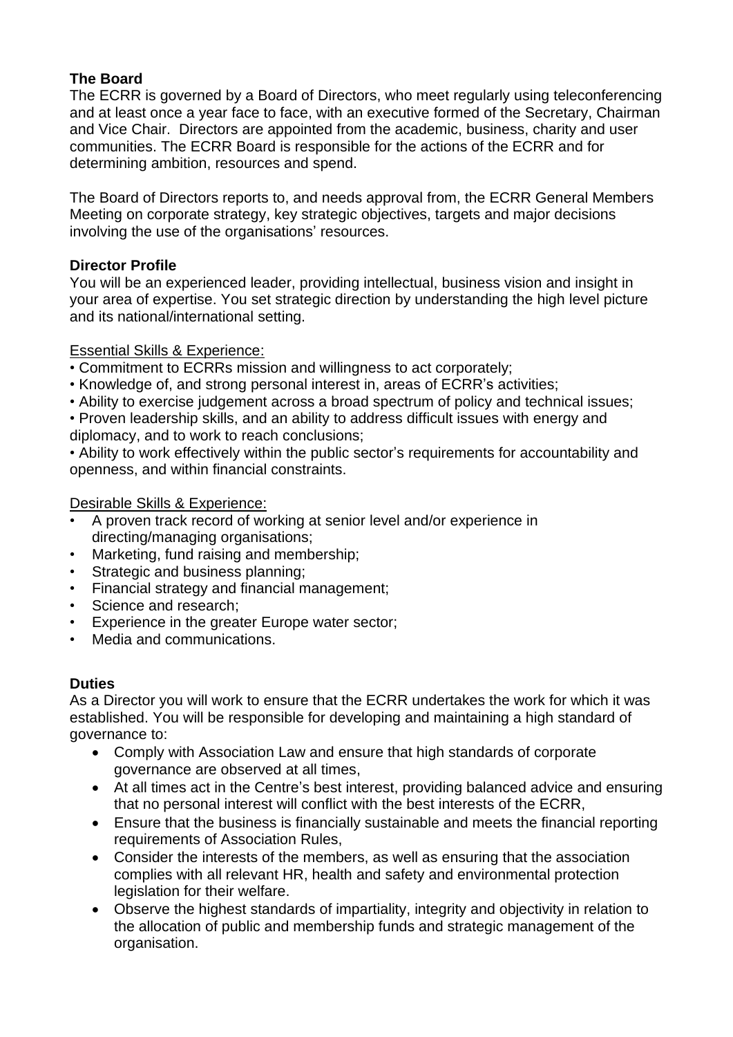**The Board**
The ECRR is governed by a Board of Directors, who meet regularly using teleconferencing and at least once a year face to face, with an executive formed of the Secretary, Chairman and Vice Chair. Directors are appointed from the academic, business, charity and user communities. The ECRR Board is responsible for the actions of the ECRR and for determining ambition, resources and spend.

The Board of Directors reports to, and needs approval from, the ECRR General Members Meeting on corporate strategy, key strategic objectives, targets and major decisions involving the use of the organisations' resources.

**Director Profile**
You will be an experienced leader, providing intellectual, business vision and insight in your area of expertise. You set strategic direction by understanding the high level picture and its national/international setting.

Essential Skills & Experience:

- Commitment to ECRRs mission and willingness to act corporately;
- Knowledge of, and strong personal interest in, areas of ECRR's activities;
- Ability to exercise judgement across a broad spectrum of policy and technical issues;
- Proven leadership skills, and an ability to address difficult issues with energy and diplomacy, and to work to reach conclusions;
- Ability to work effectively within the public sector's requirements for accountability and openness, and within financial constraints.

Desirable Skills & Experience:

- A proven track record of working at senior level and/or experience in directing/managing organisations;
- Marketing, fund raising and membership;
- Strategic and business planning;
- Financial strategy and financial management;
- Science and research;
- Experience in the greater Europe water sector;
- Media and communications.

**Duties**
As a Director you will work to ensure that the ECRR undertakes the work for which it was established. You will be responsible for developing and maintaining a high standard of governance to:

- Comply with Association Law and ensure that high standards of corporate governance are observed at all times,
- At all times act in the Centre's best interest, providing balanced advice and ensuring that no personal interest will conflict with the best interests of the ECRR,
- Ensure that the business is financially sustainable and meets the financial reporting requirements of Association Rules,
- Consider the interests of the members, as well as ensuring that the association complies with all relevant HR, health and safety and environmental protection legislation for their welfare.
- Observe the highest standards of impartiality, integrity and objectivity in relation to the allocation of public and membership funds and strategic management of the organisation.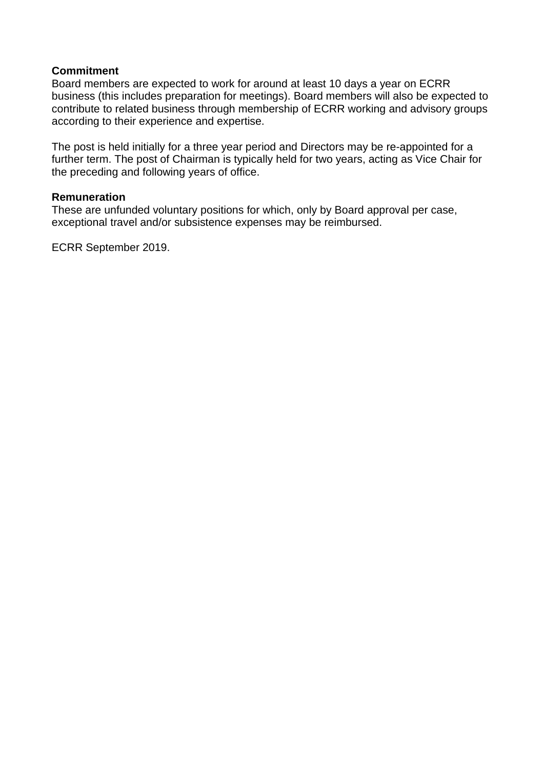**Commitment**

Board members are expected to work for around at least 10 days a year on ECRR business (this includes preparation for meetings). Board members will also be expected to contribute to related business through membership of ECRR working and advisory groups according to their experience and expertise.

The post is held initially for a three year period and Directors may be re-appointed for a further term. The post of Chairman is typically held for two years, acting as Vice Chair for the preceding and following years of office.

**Remuneration**

These are unfunded voluntary positions for which, only by Board approval per case, exceptional travel and/or subsistence expenses may be reimbursed.

ECRR September 2019.